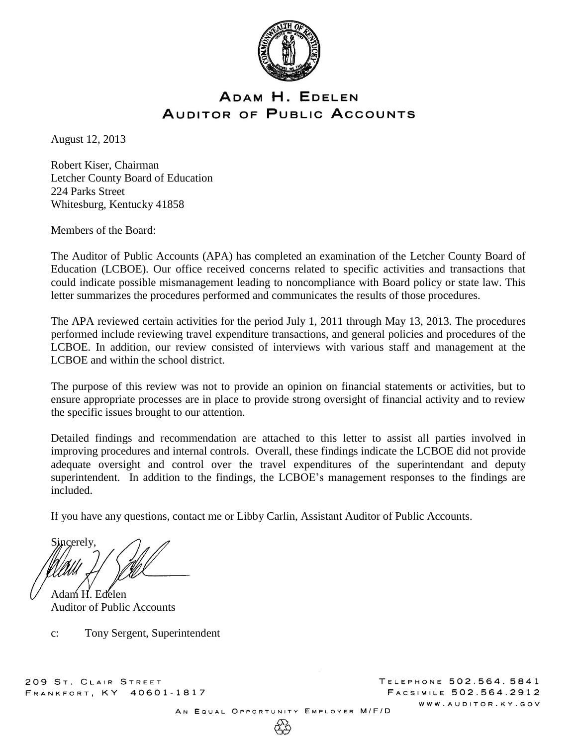# ADAM H. EDELEN
## AUDITOR OF PUBLIC ACCOUNTS

August 12, 2013

Robert Kiser, Chairman
Letcher County Board of Education
224 Parks Street
Whitesburg, Kentucky 41858

Members of the Board:

The Auditor of Public Accounts (APA) has completed an examination of the Letcher County Board of Education (LCBOE). Our office received concerns related to specific activities and transactions that could indicate possible mismanagement leading to noncompliance with Board policy or state law. This letter summarizes the procedures performed and communicates the results of those procedures.

The APA reviewed certain activities for the period July 1, 2011 through May 13, 2013. The procedures performed include reviewing travel expenditure transactions, and general policies and procedures of the LCBOE. In addition, our review consisted of interviews with various staff and management at the LCBOE and within the school district.

The purpose of this review was not to provide an opinion on financial statements or activities, but to ensure appropriate processes are in place to provide strong oversight of financial activity and to review the specific issues brought to our attention.

Detailed findings and recommendation are attached to this letter to assist all parties involved in improving procedures and internal controls. Overall, these findings indicate the LCBOE did not provide adequate oversight and control over the travel expenditures of the superintendant and deputy superintendent. In addition to the findings, the LCBOE's management responses to the findings are included.

If you have any questions, contact me or Libby Carlin, Assistant Auditor of Public Accounts.

Sincerely,

Adam H. Edelen
Auditor of Public Accounts

c: Tony Sergent, Superintendent

209 St. Clair Street
Frankfort, KY 40601-1817

Telephone 502.564.5841
Facsimile 502.564.2912
www.auditor.ky.gov

An Equal Opportunity Employer M/F/D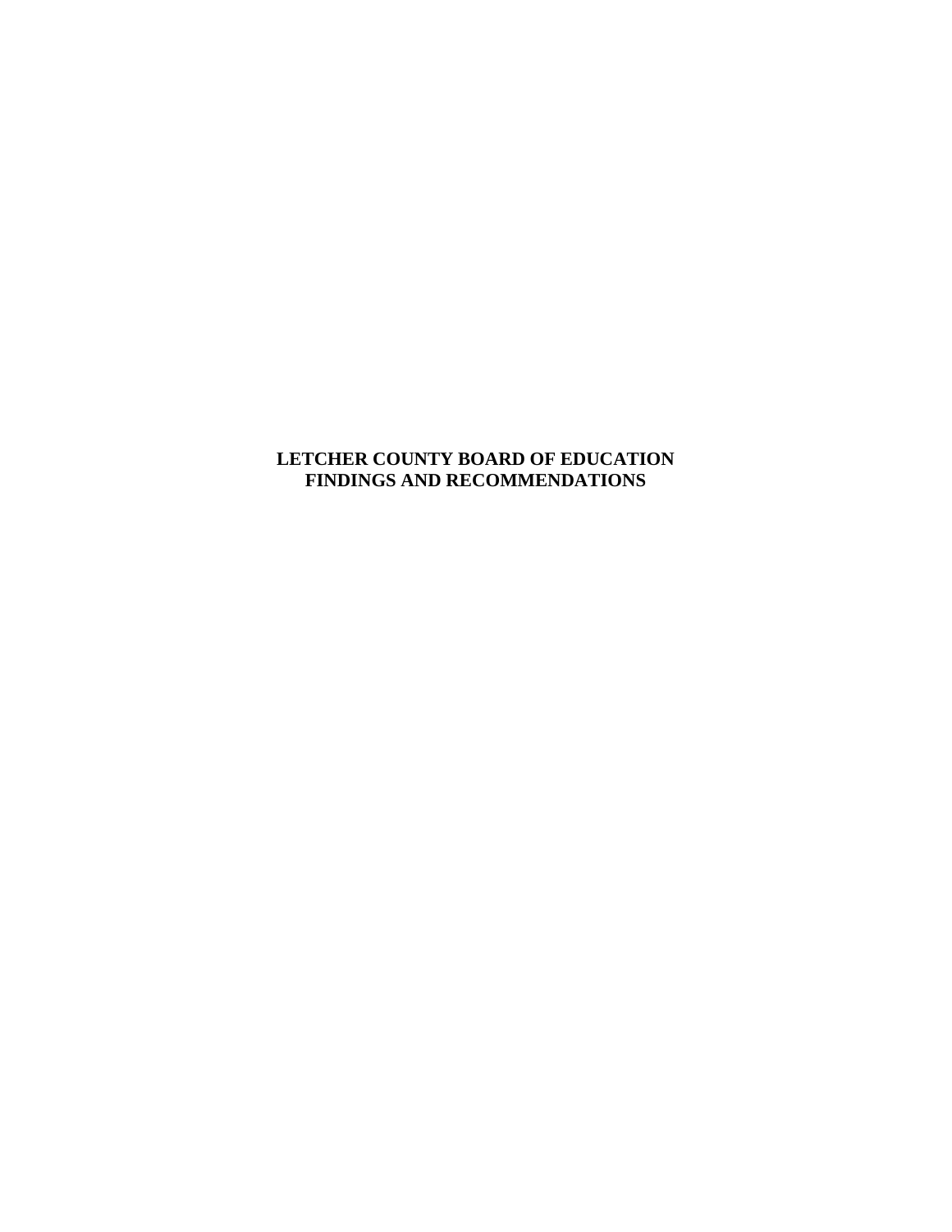# LETCHER COUNTY BOARD OF EDUCATION
# FINDINGS AND RECOMMENDATIONS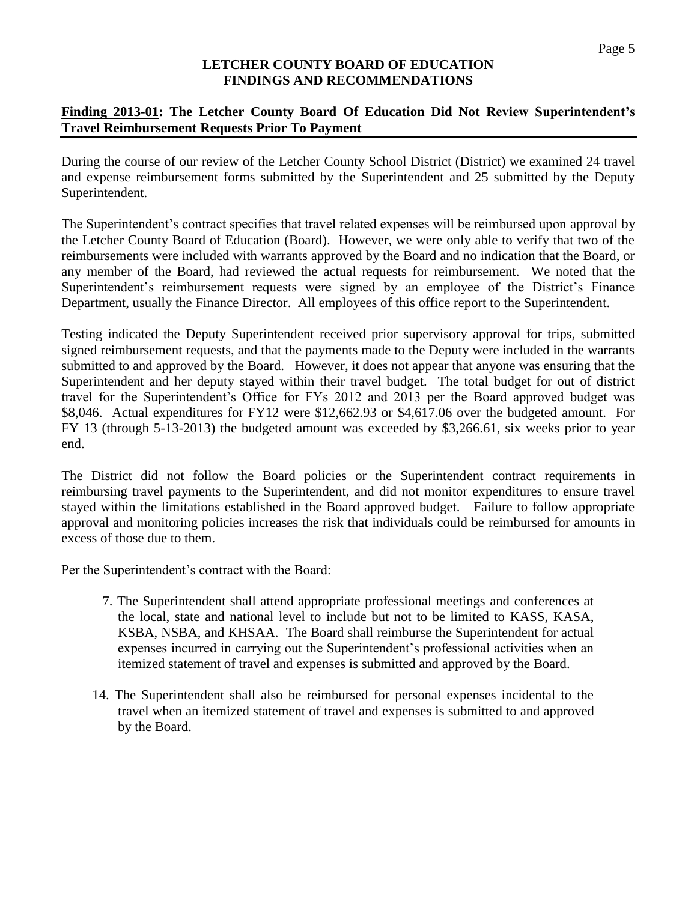# LETCHER COUNTY BOARD OF EDUCATION
# FINDINGS AND RECOMMENDATIONS

**Finding 2013-01: The Letcher County Board Of Education Did Not Review Superintendent's Travel Reimbursement Requests Prior To Payment**

During the course of our review of the Letcher County School District (District) we examined 24 travel and expense reimbursement forms submitted by the Superintendent and 25 submitted by the Deputy Superintendent.

The Superintendent's contract specifies that travel related expenses will be reimbursed upon approval by the Letcher County Board of Education (Board). However, we were only able to verify that two of the reimbursements were included with warrants approved by the Board and no indication that the Board, or any member of the Board, had reviewed the actual requests for reimbursement. We noted that the Superintendent's reimbursement requests were signed by an employee of the District's Finance Department, usually the Finance Director. All employees of this office report to the Superintendent.

Testing indicated the Deputy Superintendent received prior supervisory approval for trips, submitted signed reimbursement requests, and that the payments made to the Deputy were included in the warrants submitted to and approved by the Board. However, it does not appear that anyone was ensuring that the Superintendent and her deputy stayed within their travel budget. The total budget for out of district travel for the Superintendent's Office for FYs 2012 and 2013 per the Board approved budget was \$8,046. Actual expenditures for FY12 were \$12,662.93 or \$4,617.06 over the budgeted amount. For FY 13 (through 5-13-2013) the budgeted amount was exceeded by \$3,266.61, six weeks prior to year end.

The District did not follow the Board policies or the Superintendent contract requirements in reimbursing travel payments to the Superintendent, and did not monitor expenditures to ensure travel stayed within the limitations established in the Board approved budget. Failure to follow appropriate approval and monitoring policies increases the risk that individuals could be reimbursed for amounts in excess of those due to them.

Per the Superintendent's contract with the Board:

> 7. The Superintendent shall attend appropriate professional meetings and conferences at the local, state and national level to include but not to be limited to KASS, KASA, KSBA, NSBA, and KHSAA. The Board shall reimburse the Superintendent for actual expenses incurred in carrying out the Superintendent's professional activities when an itemized statement of travel and expenses is submitted and approved by the Board.
>
> 14. The Superintendent shall also be reimbursed for personal expenses incidental to the travel when an itemized statement of travel and expenses is submitted to and approved by the Board.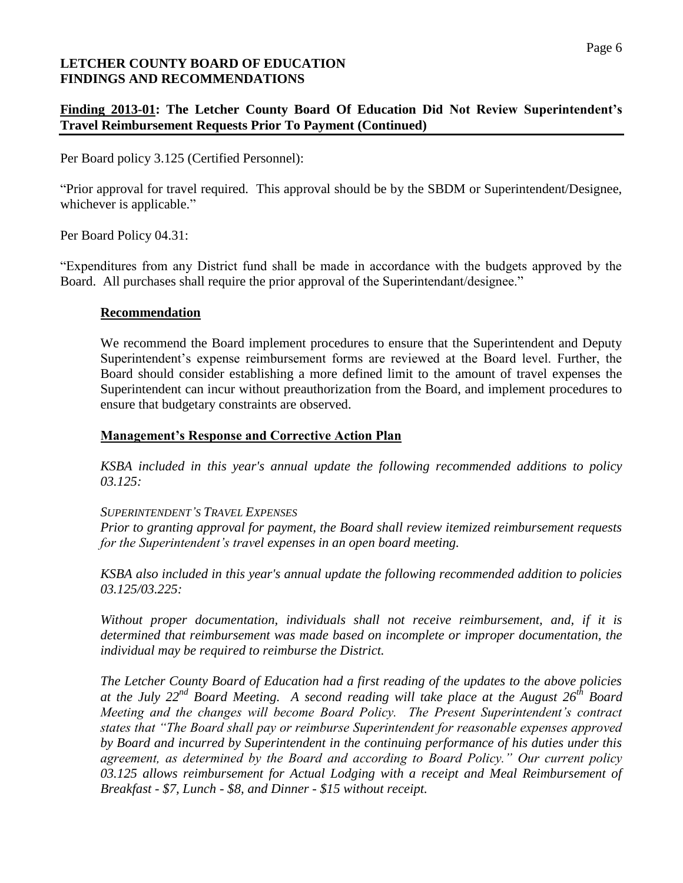**LETCHER COUNTY BOARD OF EDUCATION**
**FINDINGS AND RECOMMENDATIONS**

**Finding 2013-01: The Letcher County Board Of Education Did Not Review Superintendent's Travel Reimbursement Requests Prior To Payment (Continued)**

Per Board policy 3.125 (Certified Personnel):

"Prior approval for travel required. This approval should be by the SBDM or Superintendent/Designee, whichever is applicable."

Per Board Policy 04.31:

"Expenditures from any District fund shall be made in accordance with the budgets approved by the Board. All purchases shall require the prior approval of the Superintendant/designee."

### Recommendation

We recommend the Board implement procedures to ensure that the Superintendent and Deputy Superintendent's expense reimbursement forms are reviewed at the Board level. Further, the Board should consider establishing a more defined limit to the amount of travel expenses the Superintendent can incur without preauthorization from the Board, and implement procedures to ensure that budgetary constraints are observed.

### Management's Response and Corrective Action Plan

*KSBA included in this year's annual update the following recommended additions to policy 03.125:*

*SUPERINTENDENT'S TRAVEL EXPENSES*
*Prior to granting approval for payment, the Board shall review itemized reimbursement requests for the Superintendent's travel expenses in an open board meeting.*

*KSBA also included in this year's annual update the following recommended addition to policies 03.125/03.225:*

*Without proper documentation, individuals shall not receive reimbursement, and, if it is determined that reimbursement was made based on incomplete or improper documentation, the individual may be required to reimburse the District.*

*The Letcher County Board of Education had a first reading of the updates to the above policies at the July 22nd Board Meeting. A second reading will take place at the August 26th Board Meeting and the changes will become Board Policy. The Present Superintendent's contract states that "The Board shall pay or reimburse Superintendent for reasonable expenses approved by Board and incurred by Superintendent in the continuing performance of his duties under this agreement, as determined by the Board and according to Board Policy." Our current policy 03.125 allows reimbursement for Actual Lodging with a receipt and Meal Reimbursement of Breakfast - $7, Lunch - $8, and Dinner - $15 without receipt.*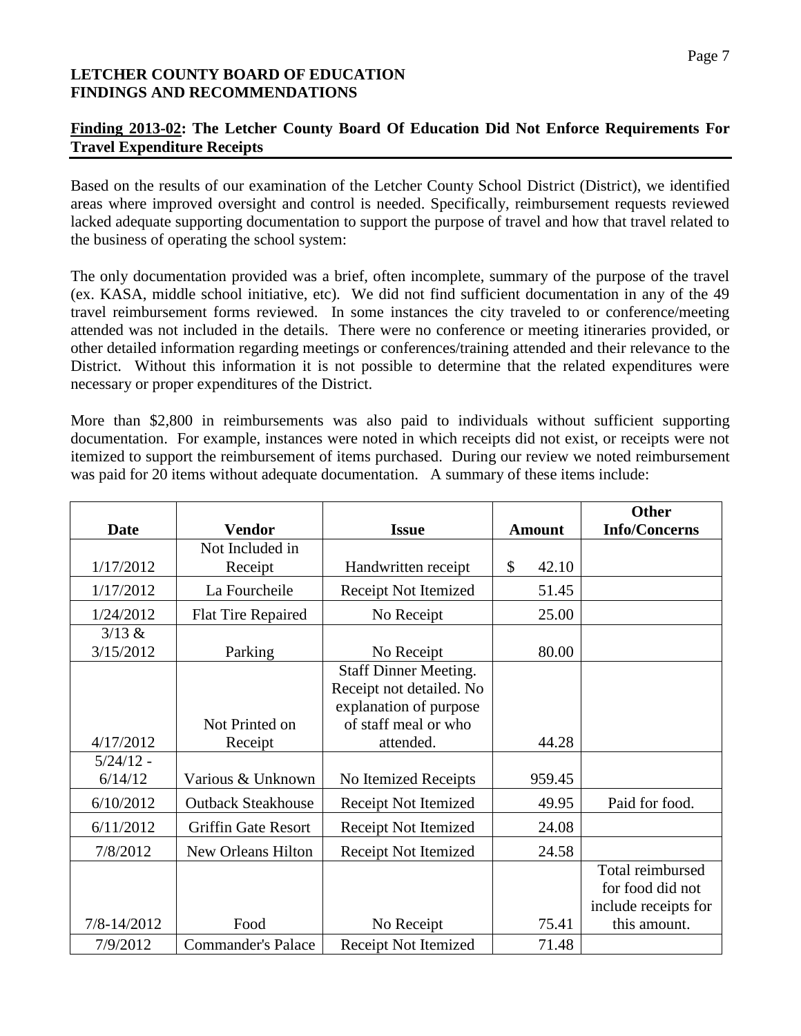**LETCHER COUNTY BOARD OF EDUCATION**
**FINDINGS AND RECOMMENDATIONS**

**Finding 2013-02: The Letcher County Board Of Education Did Not Enforce Requirements For Travel Expenditure Receipts**

Based on the results of our examination of the Letcher County School District (District), we identified areas where improved oversight and control is needed. Specifically, reimbursement requests reviewed lacked adequate supporting documentation to support the purpose of travel and how that travel related to the business of operating the school system:

The only documentation provided was a brief, often incomplete, summary of the purpose of the travel (ex. KASA, middle school initiative, etc). We did not find sufficient documentation in any of the 49 travel reimbursement forms reviewed. In some instances the city traveled to or conference/meeting attended was not included in the details. There were no conference or meeting itineraries provided, or other detailed information regarding meetings or conferences/training attended and their relevance to the District. Without this information it is not possible to determine that the related expenditures were necessary or proper expenditures of the District.

More than $2,800 in reimbursements was also paid to individuals without sufficient supporting documentation. For example, instances were noted in which receipts did not exist, or receipts were not itemized to support the reimbursement of items purchased. During our review we noted reimbursement was paid for 20 items without adequate documentation. A summary of these items include:

| Date | Vendor | Issue | Amount | Other Info/Concerns |
|---|---|---|---|---|
| 1/17/2012 | Not Included in Receipt | Handwritten receipt | $ 42.10 | |
| 1/17/2012 | La Fourcheile | Receipt Not Itemized | 51.45 | |
| 1/24/2012 | Flat Tire Repaired | No Receipt | 25.00 | |
| 3/13 & 3/15/2012 | Parking | No Receipt | 80.00 | |
| 4/17/2012 | Not Printed on Receipt | Staff Dinner Meeting. Receipt not detailed. No explanation of purpose of staff meal or who attended. | 44.28 | |
| 5/24/12 - 6/14/12 | Various & Unknown | No Itemized Receipts | 959.45 | |
| 6/10/2012 | Outback Steakhouse | Receipt Not Itemized | 49.95 | Paid for food. |
| 6/11/2012 | Griffin Gate Resort | Receipt Not Itemized | 24.08 | |
| 7/8/2012 | New Orleans Hilton | Receipt Not Itemized | 24.58 | |
| 7/8-14/2012 | Food | No Receipt | 75.41 | Total reimbursed for food did not include receipts for this amount. |
| 7/9/2012 | Commander's Palace | Receipt Not Itemized | 71.48 | |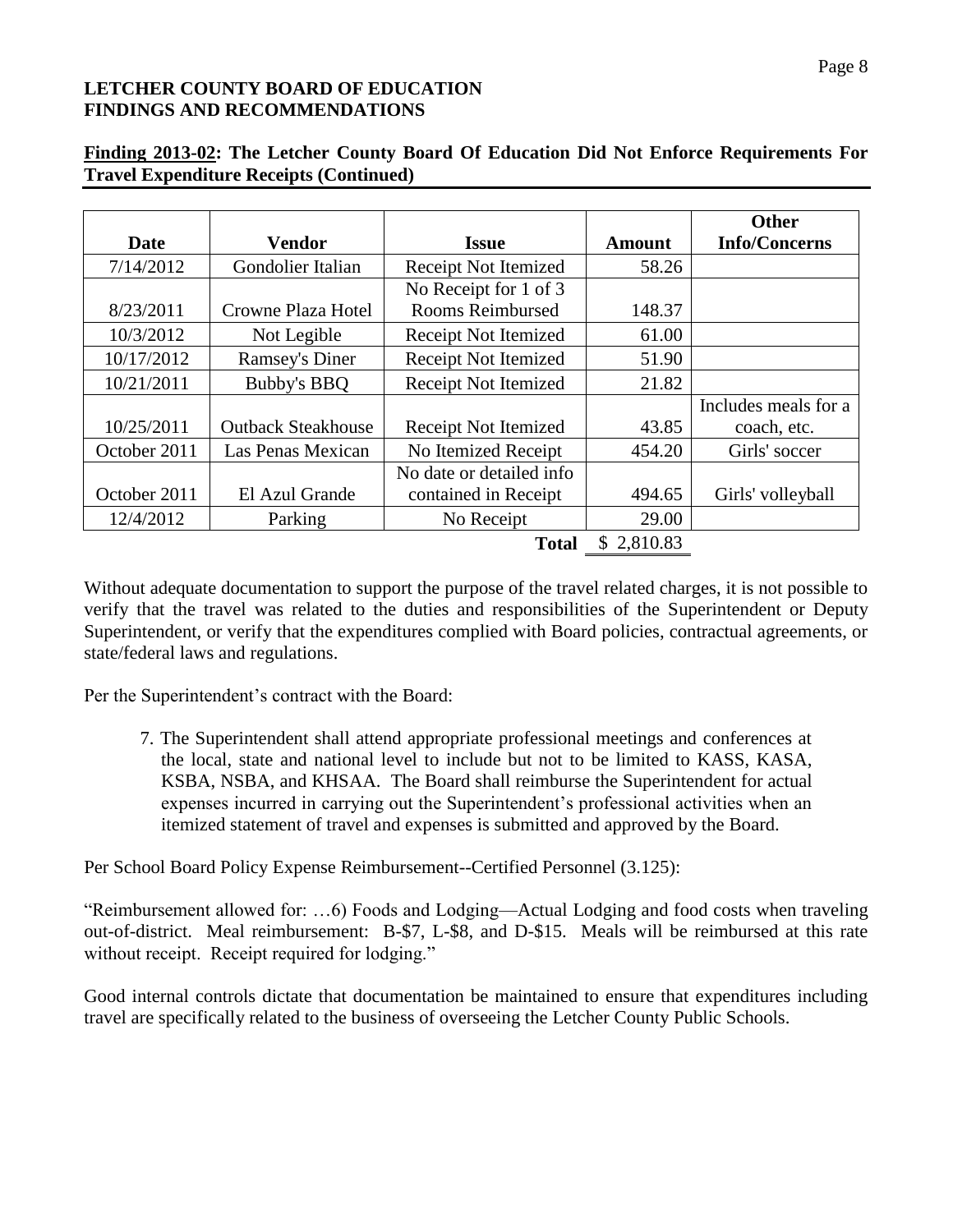**LETCHER COUNTY BOARD OF EDUCATION**
**FINDINGS AND RECOMMENDATIONS**

**Finding 2013-02: The Letcher County Board Of Education Did Not Enforce Requirements For Travel Expenditure Receipts (Continued)**

| Date | Vendor | Issue | Amount | Other Info/Concerns |
|---|---|---|---|---|
| 7/14/2012 | Gondolier Italian | Receipt Not Itemized | 58.26 | |
| 8/23/2011 | Crowne Plaza Hotel | No Receipt for 1 of 3 Rooms Reimbursed | 148.37 | |
| 10/3/2012 | Not Legible | Receipt Not Itemized | 61.00 | |
| 10/17/2012 | Ramsey's Diner | Receipt Not Itemized | 51.90 | |
| 10/21/2011 | Bubby's BBQ | Receipt Not Itemized | 21.82 | |
| 10/25/2011 | Outback Steakhouse | Receipt Not Itemized | 43.85 | Includes meals for a coach, etc. |
| October 2011 | Las Penas Mexican | No Itemized Receipt | 454.20 | Girls' soccer |
| October 2011 | El Azul Grande | No date or detailed info contained in Receipt | 494.65 | Girls' volleyball |
| 12/4/2012 | Parking | No Receipt | 29.00 | |
| | | **Total** | $ 2,810.83 | |

Without adequate documentation to support the purpose of the travel related charges, it is not possible to verify that the travel was related to the duties and responsibilities of the Superintendent or Deputy Superintendent, or verify that the expenditures complied with Board policies, contractual agreements, or state/federal laws and regulations.

Per the Superintendent's contract with the Board:

> 7. The Superintendent shall attend appropriate professional meetings and conferences at the local, state and national level to include but not to be limited to KASS, KASA, KSBA, NSBA, and KHSAA. The Board shall reimburse the Superintendent for actual expenses incurred in carrying out the Superintendent's professional activities when an itemized statement of travel and expenses is submitted and approved by the Board.

Per School Board Policy Expense Reimbursement--Certified Personnel (3.125):

"Reimbursement allowed for: …6) Foods and Lodging—Actual Lodging and food costs when traveling out-of-district. Meal reimbursement: B-$7, L-$8, and D-$15. Meals will be reimbursed at this rate without receipt. Receipt required for lodging."

Good internal controls dictate that documentation be maintained to ensure that expenditures including travel are specifically related to the business of overseeing the Letcher County Public Schools.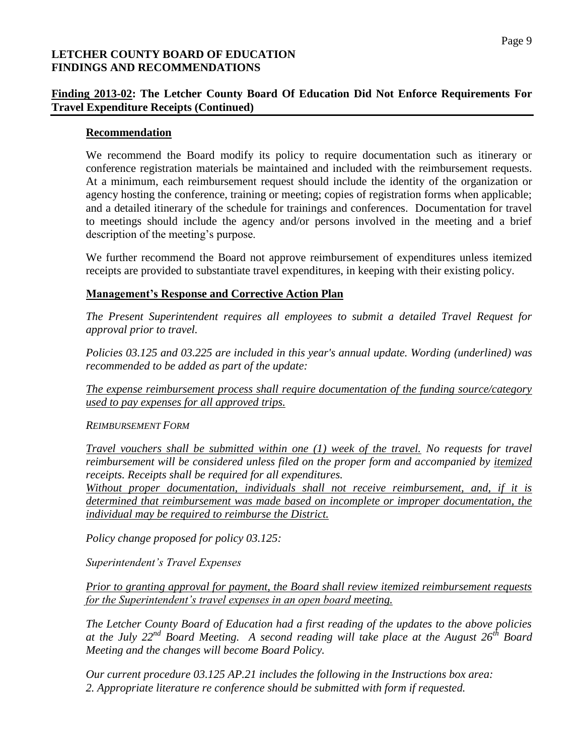**LETCHER COUNTY BOARD OF EDUCATION**
**FINDINGS AND RECOMMENDATIONS**

## Finding 2013-02: The Letcher County Board Of Education Did Not Enforce Requirements For Travel Expenditure Receipts (Continued)

### Recommendation

We recommend the Board modify its policy to require documentation such as itinerary or conference registration materials be maintained and included with the reimbursement requests. At a minimum, each reimbursement request should include the identity of the organization or agency hosting the conference, training or meeting; copies of registration forms when applicable; and a detailed itinerary of the schedule for trainings and conferences. Documentation for travel to meetings should include the agency and/or persons involved in the meeting and a brief description of the meeting's purpose.

We further recommend the Board not approve reimbursement of expenditures unless itemized receipts are provided to substantiate travel expenditures, in keeping with their existing policy.

### Management's Response and Corrective Action Plan

*The Present Superintendent requires all employees to submit a detailed Travel Request for approval prior to travel.*

*Policies 03.125 and 03.225 are included in this year's annual update. Wording (underlined) was recommended to be added as part of the update:*

<u>*The expense reimbursement process shall require documentation of the funding source/category used to pay expenses for all approved trips.*</u>

*REIMBURSEMENT FORM*

<u>*Travel vouchers shall be submitted within one (1) week of the travel.*</u> *No requests for travel reimbursement will be considered unless filed on the proper form and accompanied by* <u>*itemized*</u> *receipts. Receipts shall be required for all expenditures.*
<u>*Without proper documentation, individuals shall not receive reimbursement, and, if it is determined that reimbursement was made based on incomplete or improper documentation, the individual may be required to reimburse the District.*</u>

*Policy change proposed for policy 03.125:*

*Superintendent's Travel Expenses*

<u>*Prior to granting approval for payment, the Board shall review itemized reimbursement requests for the Superintendent's travel expenses in an open board meeting.*</u>

*The Letcher County Board of Education had a first reading of the updates to the above policies at the July 22nd Board Meeting. A second reading will take place at the August 26th Board Meeting and the changes will become Board Policy.*

*Our current procedure 03.125 AP.21 includes the following in the Instructions box area:*
*2. Appropriate literature re conference should be submitted with form if requested.*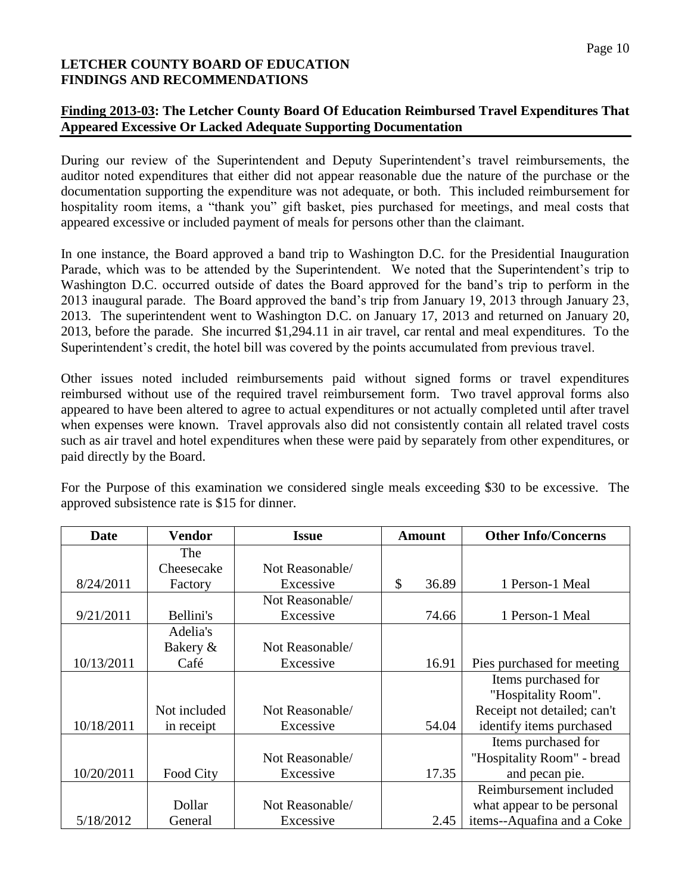**LETCHER COUNTY BOARD OF EDUCATION**
**FINDINGS AND RECOMMENDATIONS**

**Finding 2013-03: The Letcher County Board Of Education Reimbursed Travel Expenditures That Appeared Excessive Or Lacked Adequate Supporting Documentation**

During our review of the Superintendent and Deputy Superintendent's travel reimbursements, the auditor noted expenditures that either did not appear reasonable due the nature of the purchase or the documentation supporting the expenditure was not adequate, or both. This included reimbursement for hospitality room items, a "thank you" gift basket, pies purchased for meetings, and meal costs that appeared excessive or included payment of meals for persons other than the claimant.

In one instance, the Board approved a band trip to Washington D.C. for the Presidential Inauguration Parade, which was to be attended by the Superintendent. We noted that the Superintendent's trip to Washington D.C. occurred outside of dates the Board approved for the band's trip to perform in the 2013 inaugural parade. The Board approved the band's trip from January 19, 2013 through January 23, 2013. The superintendent went to Washington D.C. on January 17, 2013 and returned on January 20, 2013, before the parade. She incurred $1,294.11 in air travel, car rental and meal expenditures. To the Superintendent's credit, the hotel bill was covered by the points accumulated from previous travel.

Other issues noted included reimbursements paid without signed forms or travel expenditures reimbursed without use of the required travel reimbursement form. Two travel approval forms also appeared to have been altered to agree to actual expenditures or not actually completed until after travel when expenses were known. Travel approvals also did not consistently contain all related travel costs such as air travel and hotel expenditures when these were paid by separately from other expenditures, or paid directly by the Board.

For the Purpose of this examination we considered single meals exceeding $30 to be excessive. The approved subsistence rate is $15 for dinner.

| Date | Vendor | Issue | Amount | Other Info/Concerns |
|---|---|---|---|---|
| 8/24/2011 | The Cheesecake Factory | Not Reasonable/ Excessive | $ 36.89 | 1 Person-1 Meal |
| 9/21/2011 | Bellini's | Not Reasonable/ Excessive | 74.66 | 1 Person-1 Meal |
| 10/13/2011 | Adelia's Bakery & Café | Not Reasonable/ Excessive | 16.91 | Pies purchased for meeting |
| 10/18/2011 | Not included in receipt | Not Reasonable/ Excessive | 54.04 | Items purchased for "Hospitality Room". Receipt not detailed; can't identify items purchased |
| 10/20/2011 | Food City | Not Reasonable/ Excessive | 17.35 | Items purchased for "Hospitality Room" - bread and pecan pie. |
| 5/18/2012 | Dollar General | Not Reasonable/ Excessive | 2.45 | Reimbursement included what appear to be personal items--Aquafina and a Coke |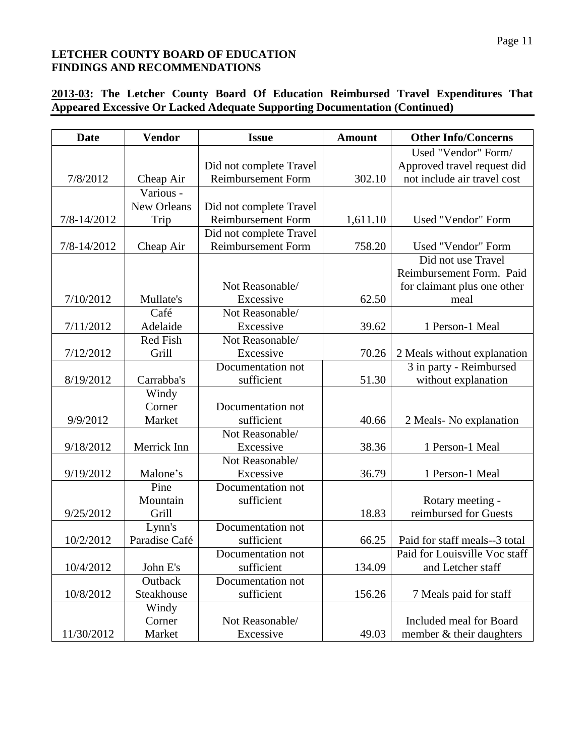**LETCHER COUNTY BOARD OF EDUCATION**
**FINDINGS AND RECOMMENDATIONS**

**2013-03: The Letcher County Board Of Education Reimbursed Travel Expenditures That Appeared Excessive Or Lacked Adequate Supporting Documentation (Continued)**

| Date | Vendor | Issue | Amount | Other Info/Concerns |
|---|---|---|---|---|
| 7/8/2012 | Cheap Air | Did not complete Travel Reimbursement Form | 302.10 | Used "Vendor" Form/ Approved travel request did not include air travel cost |
| 7/8-14/2012 | Various - New Orleans Trip | Did not complete Travel Reimbursement Form | 1,611.10 | Used "Vendor" Form |
| 7/8-14/2012 | Cheap Air | Did not complete Travel Reimbursement Form | 758.20 | Used "Vendor" Form |
| 7/10/2012 | Mullate's | Not Reasonable/ Excessive | 62.50 | Did not use Travel Reimbursement Form. Paid for claimant plus one other meal |
| 7/11/2012 | Café Adelaide | Not Reasonable/ Excessive | 39.62 | 1 Person-1 Meal |
| 7/12/2012 | Red Fish Grill | Not Reasonable/ Excessive | 70.26 | 2 Meals without explanation |
| 8/19/2012 | Carrabba's | Documentation not sufficient | 51.30 | 3 in party - Reimbursed without explanation |
| 9/9/2012 | Windy Corner Market | Documentation not sufficient | 40.66 | 2 Meals- No explanation |
| 9/18/2012 | Merrick Inn | Not Reasonable/ Excessive | 38.36 | 1 Person-1 Meal |
| 9/19/2012 | Malone’s | Not Reasonable/ Excessive | 36.79 | 1 Person-1 Meal |
| 9/25/2012 | Pine Mountain Grill | Documentation not sufficient | 18.83 | Rotary meeting - reimbursed for Guests |
| 10/2/2012 | Lynn's Paradise Café | Documentation not sufficient | 66.25 | Paid for staff meals--3 total |
| 10/4/2012 | John E's | Documentation not sufficient | 134.09 | Paid for Louisville Voc staff and Letcher staff |
| 10/8/2012 | Outback Steakhouse | Documentation not sufficient | 156.26 | 7 Meals paid for staff |
| 11/30/2012 | Windy Corner Market | Not Reasonable/ Excessive | 49.03 | Included meal for Board member & their daughters |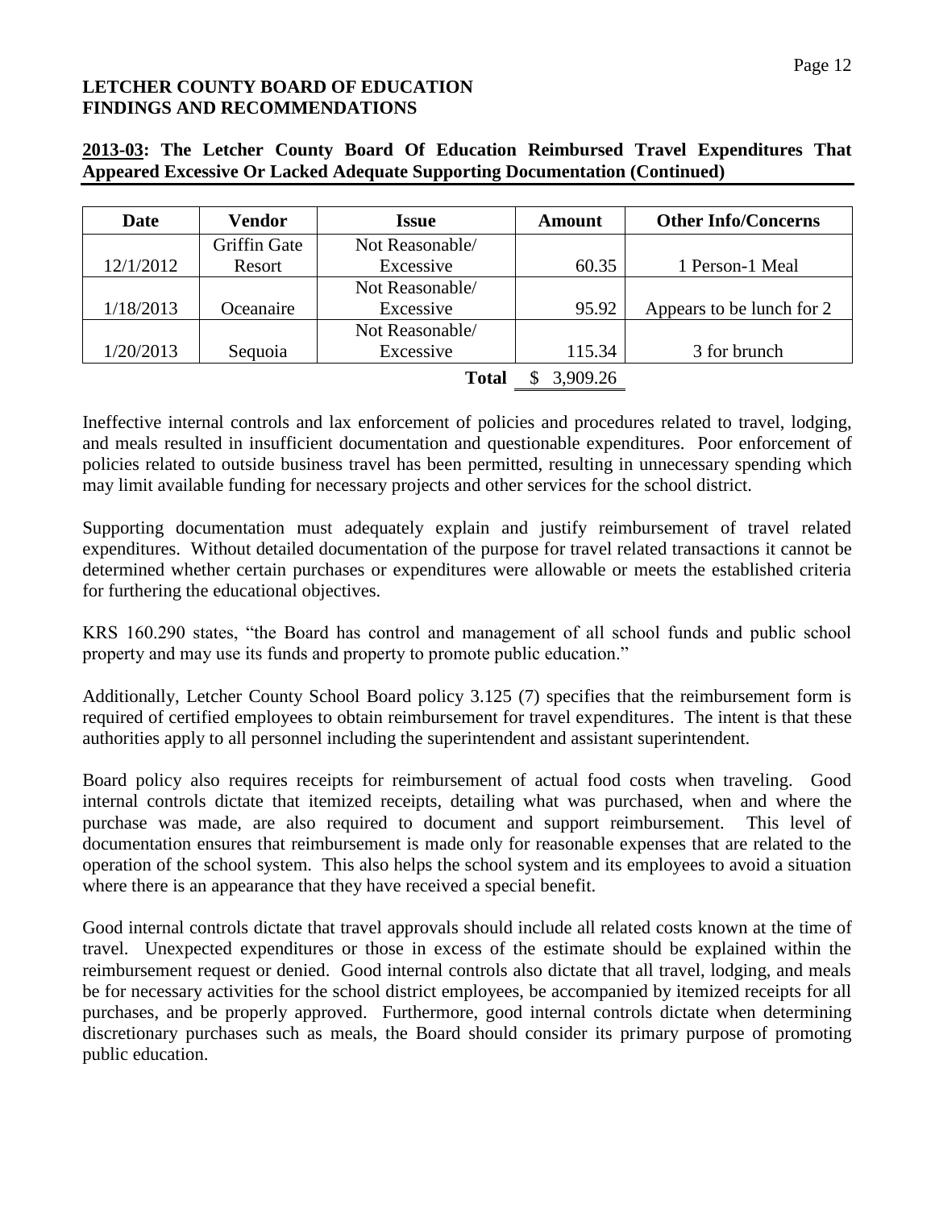**LETCHER COUNTY BOARD OF EDUCATION**
**FINDINGS AND RECOMMENDATIONS**

**2013-03: The Letcher County Board Of Education Reimbursed Travel Expenditures That Appeared Excessive Or Lacked Adequate Supporting Documentation (Continued)**

| Date | Vendor | Issue | Amount | Other Info/Concerns |
|---|---|---|---|---|
| 12/1/2012 | Griffin Gate Resort | Not Reasonable/ Excessive | 60.35 | 1 Person-1 Meal |
| 1/18/2013 | Oceanaire | Not Reasonable/ Excessive | 95.92 | Appears to be lunch for 2 |
| 1/20/2013 | Sequoia | Not Reasonable/ Excessive | 115.34 | 3 for brunch |
| | | **Total** | $ 3,909.26 | |

Ineffective internal controls and lax enforcement of policies and procedures related to travel, lodging, and meals resulted in insufficient documentation and questionable expenditures. Poor enforcement of policies related to outside business travel has been permitted, resulting in unnecessary spending which may limit available funding for necessary projects and other services for the school district.

Supporting documentation must adequately explain and justify reimbursement of travel related expenditures. Without detailed documentation of the purpose for travel related transactions it cannot be determined whether certain purchases or expenditures were allowable or meets the established criteria for furthering the educational objectives.

KRS 160.290 states, "the Board has control and management of all school funds and public school property and may use its funds and property to promote public education."

Additionally, Letcher County School Board policy 3.125 (7) specifies that the reimbursement form is required of certified employees to obtain reimbursement for travel expenditures. The intent is that these authorities apply to all personnel including the superintendent and assistant superintendent.

Board policy also requires receipts for reimbursement of actual food costs when traveling. Good internal controls dictate that itemized receipts, detailing what was purchased, when and where the purchase was made, are also required to document and support reimbursement. This level of documentation ensures that reimbursement is made only for reasonable expenses that are related to the operation of the school system. This also helps the school system and its employees to avoid a situation where there is an appearance that they have received a special benefit.

Good internal controls dictate that travel approvals should include all related costs known at the time of travel. Unexpected expenditures or those in excess of the estimate should be explained within the reimbursement request or denied. Good internal controls also dictate that all travel, lodging, and meals be for necessary activities for the school district employees, be accompanied by itemized receipts for all purchases, and be properly approved. Furthermore, good internal controls dictate when determining discretionary purchases such as meals, the Board should consider its primary purpose of promoting public education.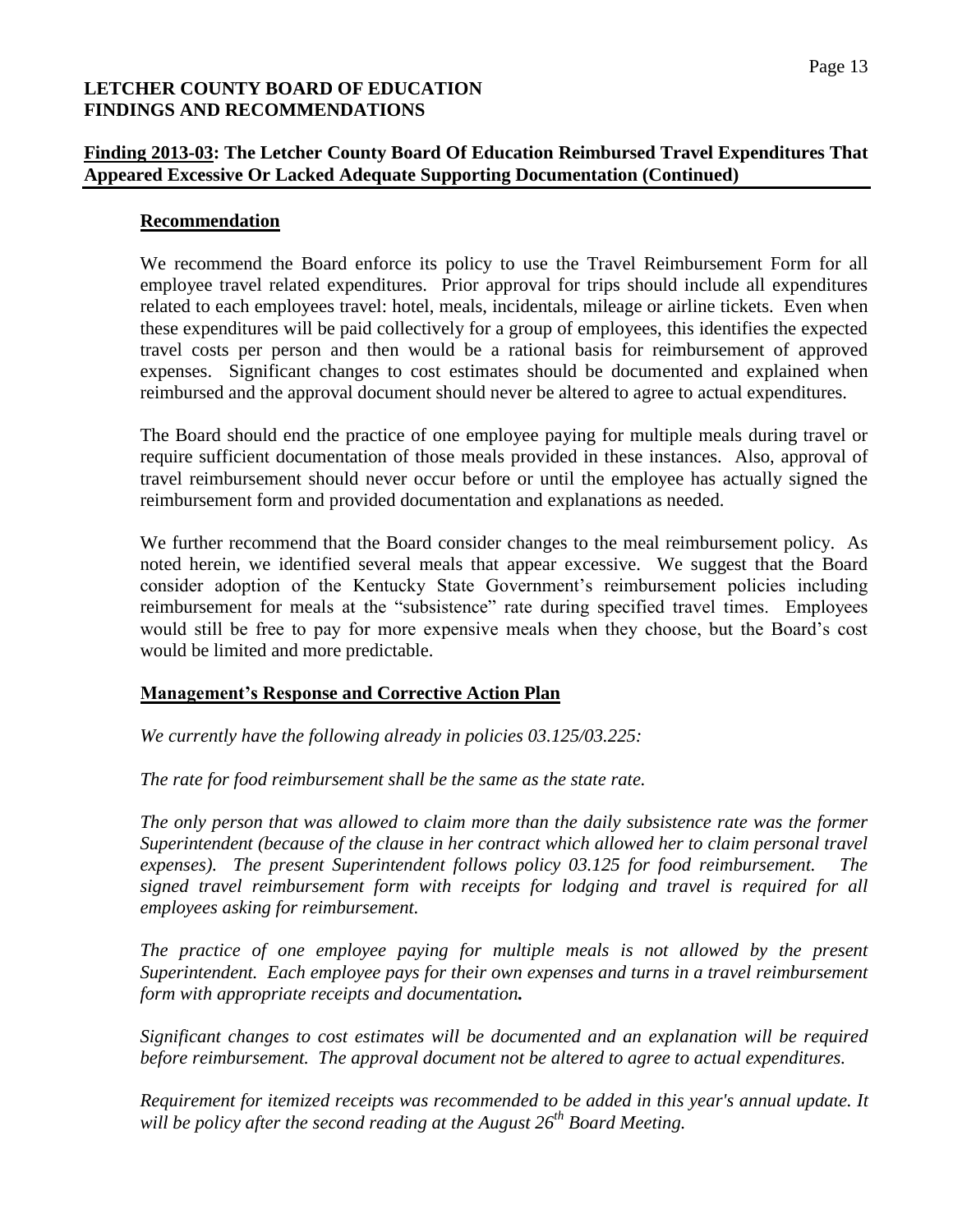**LETCHER COUNTY BOARD OF EDUCATION**
**FINDINGS AND RECOMMENDATIONS**

## Finding 2013-03: The Letcher County Board Of Education Reimbursed Travel Expenditures That Appeared Excessive Or Lacked Adequate Supporting Documentation (Continued)

### Recommendation

We recommend the Board enforce its policy to use the Travel Reimbursement Form for all employee travel related expenditures. Prior approval for trips should include all expenditures related to each employees travel: hotel, meals, incidentals, mileage or airline tickets. Even when these expenditures will be paid collectively for a group of employees, this identifies the expected travel costs per person and then would be a rational basis for reimbursement of approved expenses. Significant changes to cost estimates should be documented and explained when reimbursed and the approval document should never be altered to agree to actual expenditures.

The Board should end the practice of one employee paying for multiple meals during travel or require sufficient documentation of those meals provided in these instances. Also, approval of travel reimbursement should never occur before or until the employee has actually signed the reimbursement form and provided documentation and explanations as needed.

We further recommend that the Board consider changes to the meal reimbursement policy. As noted herein, we identified several meals that appear excessive. We suggest that the Board consider adoption of the Kentucky State Government's reimbursement policies including reimbursement for meals at the "subsistence" rate during specified travel times. Employees would still be free to pay for more expensive meals when they choose, but the Board's cost would be limited and more predictable.

### Management's Response and Corrective Action Plan

*We currently have the following already in policies 03.125/03.225:*

*The rate for food reimbursement shall be the same as the state rate.*

*The only person that was allowed to claim more than the daily subsistence rate was the former Superintendent (because of the clause in her contract which allowed her to claim personal travel expenses). The present Superintendent follows policy 03.125 for food reimbursement. The signed travel reimbursement form with receipts for lodging and travel is required for all employees asking for reimbursement.*

*The practice of one employee paying for multiple meals is not allowed by the present Superintendent. Each employee pays for their own expenses and turns in a travel reimbursement form with appropriate receipts and documentation.*

*Significant changes to cost estimates will be documented and an explanation will be required before reimbursement. The approval document not be altered to agree to actual expenditures.*

*Requirement for itemized receipts was recommended to be added in this year's annual update. It will be policy after the second reading at the August 26th Board Meeting.*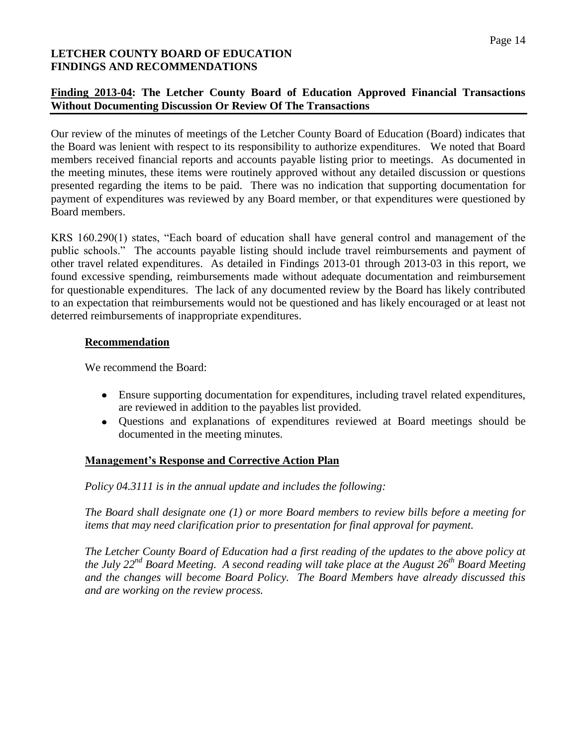**LETCHER COUNTY BOARD OF EDUCATION**
**FINDINGS AND RECOMMENDATIONS**

## Finding 2013-04: The Letcher County Board of Education Approved Financial Transactions Without Documenting Discussion Or Review Of The Transactions

Our review of the minutes of meetings of the Letcher County Board of Education (Board) indicates that the Board was lenient with respect to its responsibility to authorize expenditures. We noted that Board members received financial reports and accounts payable listing prior to meetings. As documented in the meeting minutes, these items were routinely approved without any detailed discussion or questions presented regarding the items to be paid. There was no indication that supporting documentation for payment of expenditures was reviewed by any Board member, or that expenditures were questioned by Board members.

KRS 160.290(1) states, "Each board of education shall have general control and management of the public schools." The accounts payable listing should include travel reimbursements and payment of other travel related expenditures. As detailed in Findings 2013-01 through 2013-03 in this report, we found excessive spending, reimbursements made without adequate documentation and reimbursement for questionable expenditures. The lack of any documented review by the Board has likely contributed to an expectation that reimbursements would not be questioned and has likely encouraged or at least not deterred reimbursements of inappropriate expenditures.

### Recommendation

We recommend the Board:

- Ensure supporting documentation for expenditures, including travel related expenditures, are reviewed in addition to the payables list provided.
- Questions and explanations of expenditures reviewed at Board meetings should be documented in the meeting minutes.

### Management's Response and Corrective Action Plan

*Policy 04.3111 is in the annual update and includes the following:*

*The Board shall designate one (1) or more Board members to review bills before a meeting for items that may need clarification prior to presentation for final approval for payment.*

*The Letcher County Board of Education had a first reading of the updates to the above policy at the July 22nd Board Meeting. A second reading will take place at the August 26th Board Meeting and the changes will become Board Policy. The Board Members have already discussed this and are working on the review process.*